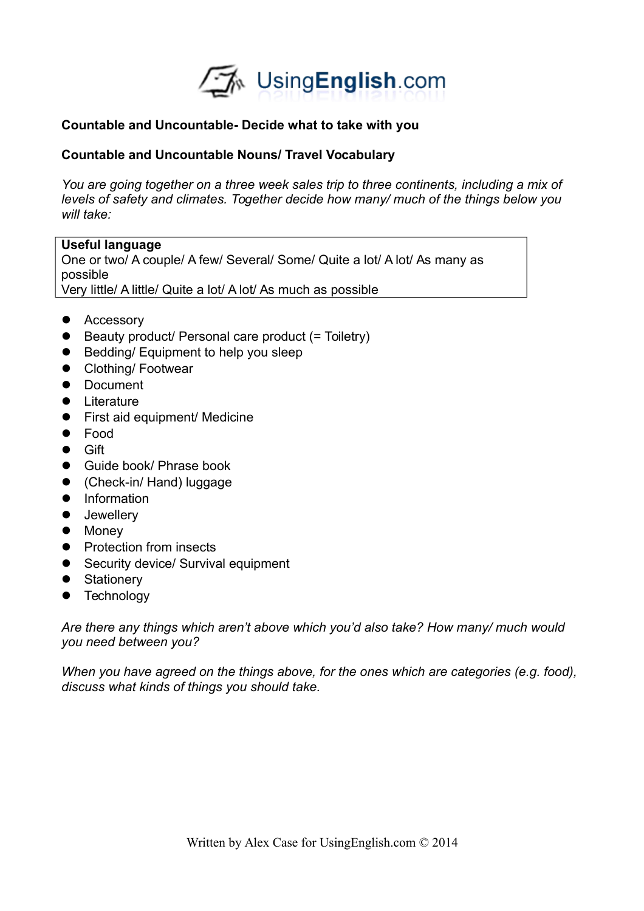**Countable and Uncountable- Decide what to take with you**

**Countable and Uncountable Nouns/ Travel Vocabulary**

*You are going together on a three week sales trip to three continents, including a mix of levels of safety and climates. Together decide how many/ much of the things below you will take:*

> **Useful language**
> One or two/ A couple/ A few/ Several/ Some/ Quite a lot/ A lot/ As many as possible
> Very little/ A little/ Quite a lot/ A lot/ As much as possible

- Accessory
- Beauty product/ Personal care product (= Toiletry)
- Bedding/ Equipment to help you sleep
- Clothing/ Footwear
- Document
- Literature
- First aid equipment/ Medicine
- Food
- Gift
- Guide book/ Phrase book
- (Check-in/ Hand) luggage
- Information
- Jewellery
- Money
- Protection from insects
- Security device/ Survival equipment
- Stationery
- Technology

*Are there any things which aren't above which you'd also take? How many/ much would you need between you?*

*When you have agreed on the things above, for the ones which are categories (e.g. food), discuss what kinds of things you should take.*

Written by Alex Case for UsingEnglish.com © 2014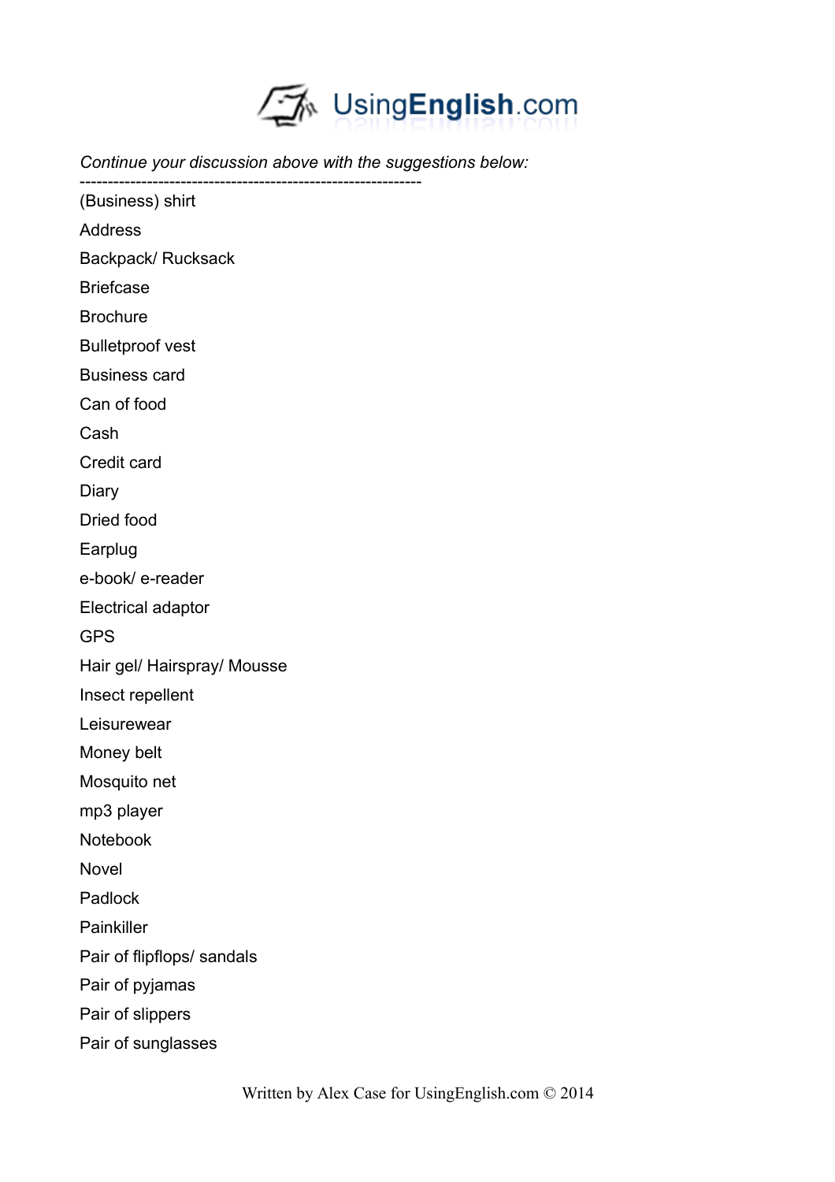*Continue your discussion above with the suggestions below:*

-------------------------------------------------------------

(Business) shirt

Address

Backpack/ Rucksack

Briefcase

Brochure

Bulletproof vest

Business card

Can of food

Cash

Credit card

Diary

Dried food

Earplug

e-book/ e-reader

Electrical adaptor

GPS

Hair gel/ Hairspray/ Mousse

Insect repellent

Leisurewear

Money belt

Mosquito net

mp3 player

Notebook

Novel

Padlock

Painkiller

Pair of flipflops/ sandals

Pair of pyjamas

Pair of slippers

Pair of sunglasses

Written by Alex Case for UsingEnglish.com © 2014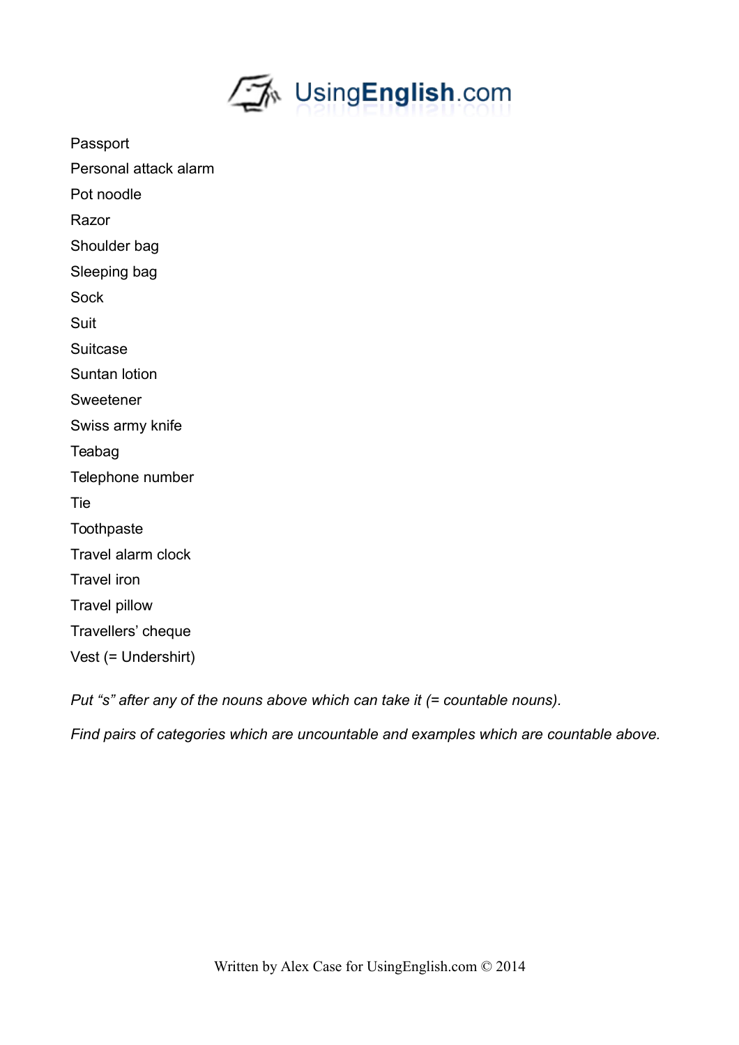Passport

Personal attack alarm

Pot noodle

Razor

Shoulder bag

Sleeping bag

Sock

Suit

Suitcase

Suntan lotion

Sweetener

Swiss army knife

Teabag

Telephone number

Tie

Toothpaste

Travel alarm clock

Travel iron

Travel pillow

Travellers' cheque

Vest (= Undershirt)

*Put "s" after any of the nouns above which can take it (= countable nouns).*

*Find pairs of categories which are uncountable and examples which are countable above.*

Written by Alex Case for UsingEnglish.com © 2014